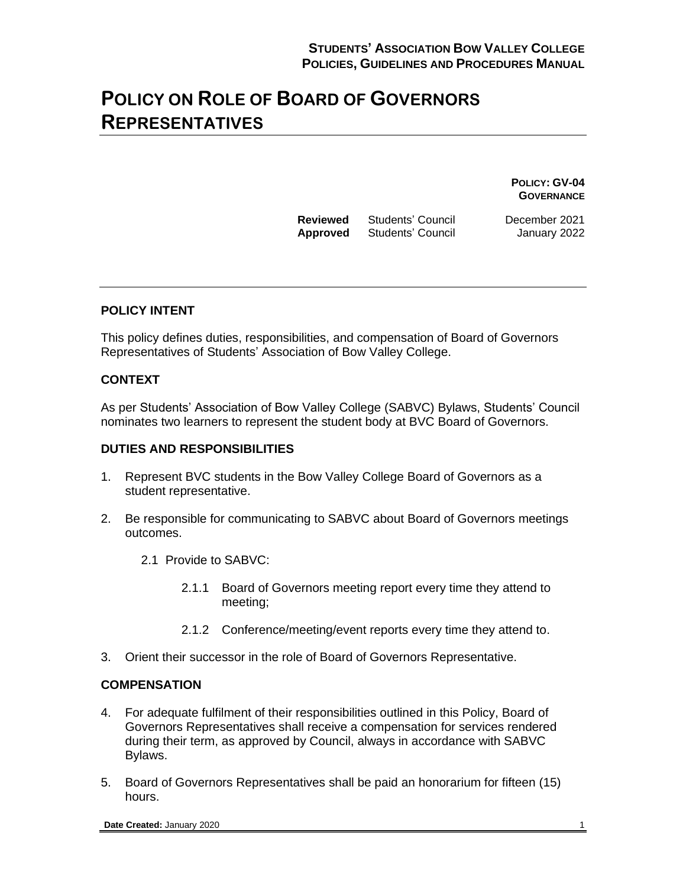# POLICY ON ROLE OF BOARD OF GOVERNORS REPRESENTATIVES

**POLICY: GV-04**
**GOVERNANCE**

| | | |
|---|---|---|
| **Reviewed** | Students' Council | December 2021 |
| **Approved** | Students' Council | January 2022 |

## POLICY INTENT

This policy defines duties, responsibilities, and compensation of Board of Governors Representatives of Students' Association of Bow Valley College.

## CONTEXT

As per Students' Association of Bow Valley College (SABVC) Bylaws, Students' Council nominates two learners to represent the student body at BVC Board of Governors.

## DUTIES AND RESPONSIBILITIES

1. Represent BVC students in the Bow Valley College Board of Governors as a student representative.

2. Be responsible for communicating to SABVC about Board of Governors meetings outcomes.

   2.1 Provide to SABVC:

      2.1.1 Board of Governors meeting report every time they attend to meeting;

      2.1.2 Conference/meeting/event reports every time they attend to.

3. Orient their successor in the role of Board of Governors Representative.

## COMPENSATION

4. For adequate fulfilment of their responsibilities outlined in this Policy, Board of Governors Representatives shall receive a compensation for services rendered during their term, as approved by Council, always in accordance with SABVC Bylaws.

5. Board of Governors Representatives shall be paid an honorarium for fifteen (15) hours.

**Date Created:** January 2020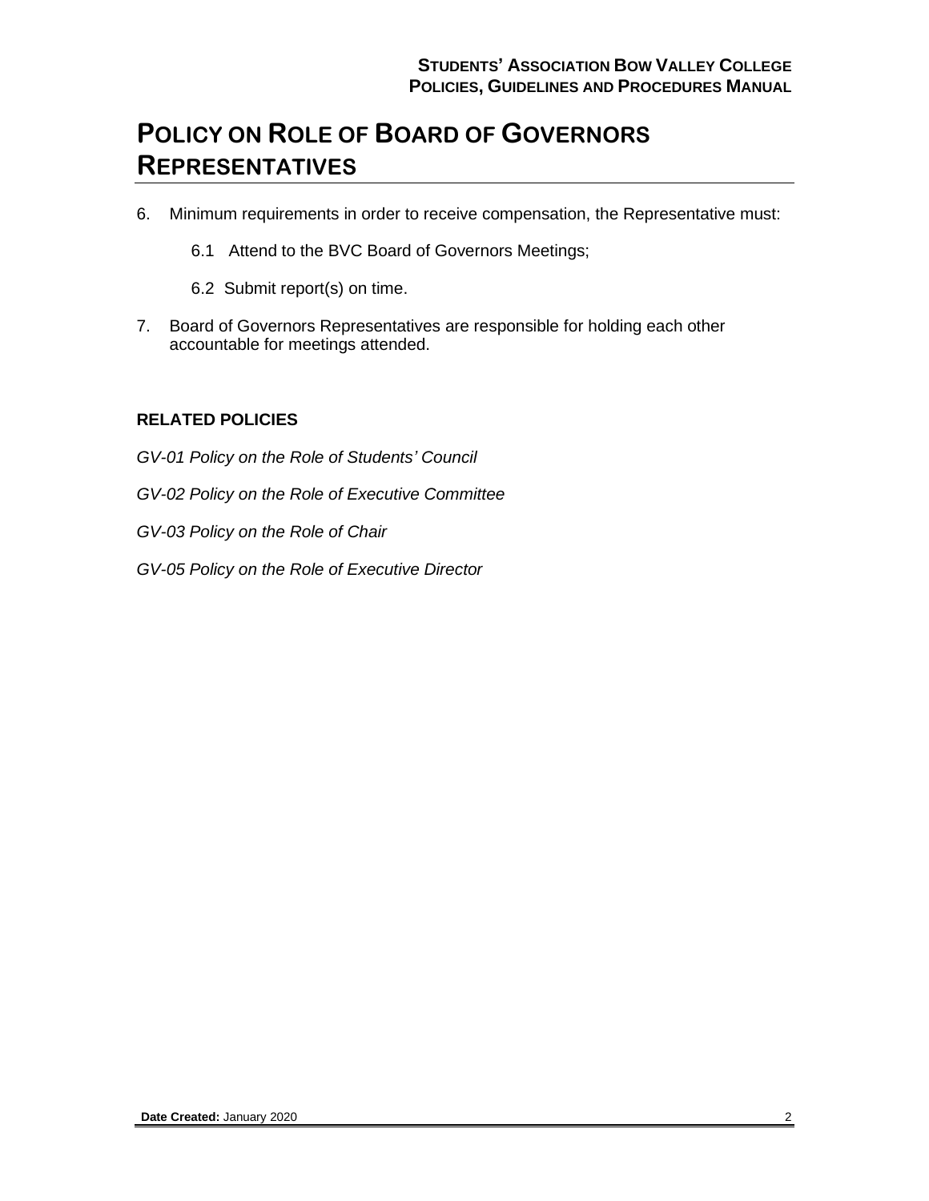# POLICY ON ROLE OF BOARD OF GOVERNORS REPRESENTATIVES

6. Minimum requirements in order to receive compensation, the Representative must:

   6.1 Attend to the BVC Board of Governors Meetings;

   6.2 Submit report(s) on time.

7. Board of Governors Representatives are responsible for holding each other accountable for meetings attended.

**RELATED POLICIES**

*GV-01 Policy on the Role of Students' Council*

*GV-02 Policy on the Role of Executive Committee*

*GV-03 Policy on the Role of Chair*

*GV-05 Policy on the Role of Executive Director*

**Date Created:** January 2020